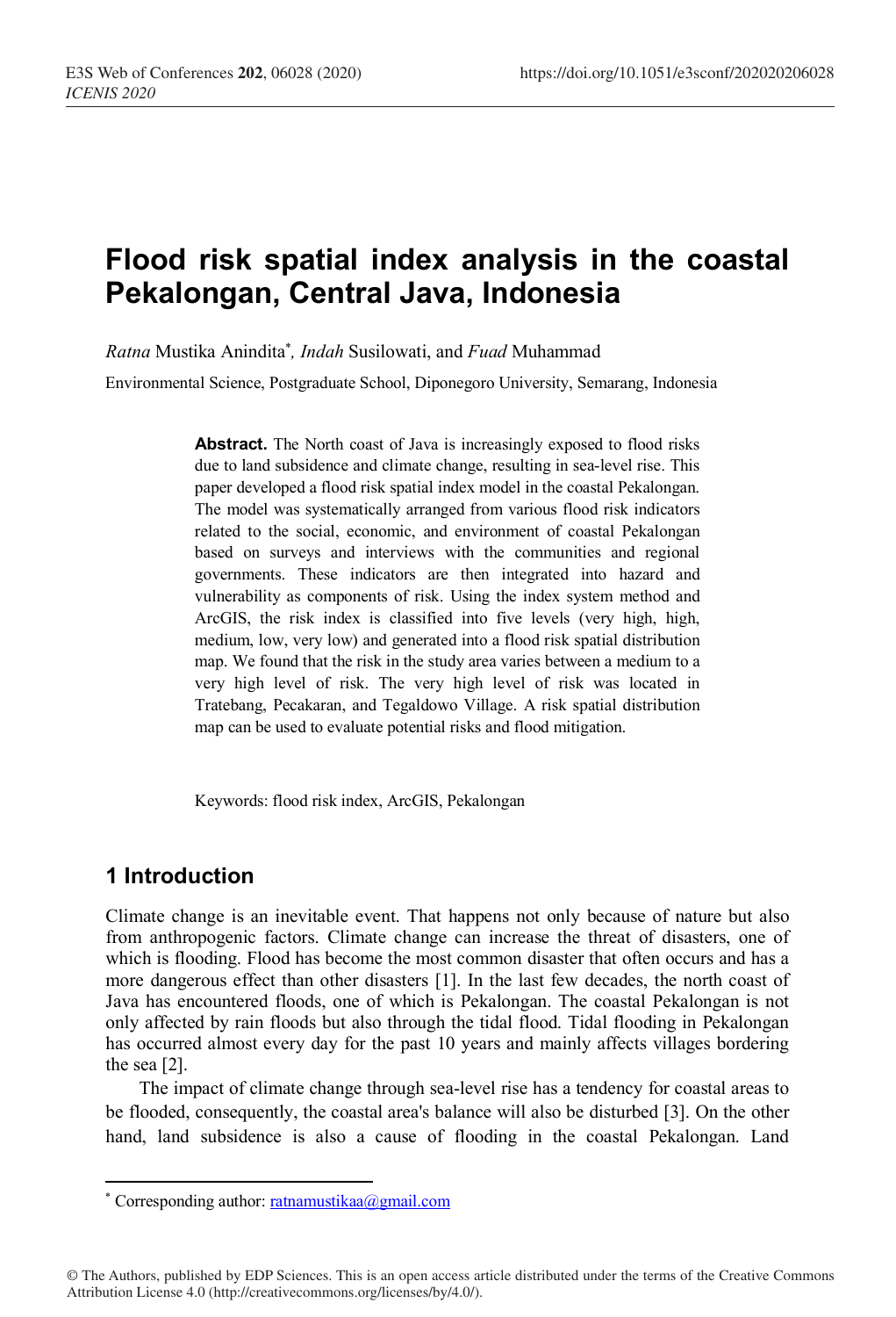# Flood risk spatial index analysis in the coastal Pekalongan, Central Java, Indonesia

*Ratna* Mustika Anindita[*], *Indah* Susilowati, and *Fuad* Muhammad

Environmental Science, Postgraduate School, Diponegoro University, Semarang, Indonesia

**Abstract.** The North coast of Java is increasingly exposed to flood risks due to land subsidence and climate change, resulting in sea-level rise. This paper developed a flood risk spatial index model in the coastal Pekalongan. The model was systematically arranged from various flood risk indicators related to the social, economic, and environment of coastal Pekalongan based on surveys and interviews with the communities and regional governments. These indicators are then integrated into hazard and vulnerability as components of risk. Using the index system method and ArcGIS, the risk index is classified into five levels (very high, high, medium, low, very low) and generated into a flood risk spatial distribution map. We found that the risk in the study area varies between a medium to a very high level of risk. The very high level of risk was located in Tratebang, Pecakaran, and Tegaldowo Village. A risk spatial distribution map can be used to evaluate potential risks and flood mitigation.

Keywords: flood risk index, ArcGIS, Pekalongan

## 1 Introduction

Climate change is an inevitable event. That happens not only because of nature but also from anthropogenic factors. Climate change can increase the threat of disasters, one of which is flooding. Flood has become the most common disaster that often occurs and has a more dangerous effect than other disasters [1]. In the last few decades, the north coast of Java has encountered floods, one of which is Pekalongan. The coastal Pekalongan is not only affected by rain floods but also through the tidal flood. Tidal flooding in Pekalongan has occurred almost every day for the past 10 years and mainly affects villages bordering the sea [2].

The impact of climate change through sea-level rise has a tendency for coastal areas to be flooded, consequently, the coastal area's balance will also be disturbed [3]. On the other hand, land subsidence is also a cause of flooding in the coastal Pekalongan. Land

---

[*] Corresponding author: ratnamustikaa@gmail.com

© The Authors, published by EDP Sciences. This is an open access article distributed under the terms of the Creative Commons Attribution License 4.0 (http://creativecommons.org/licenses/by/4.0/).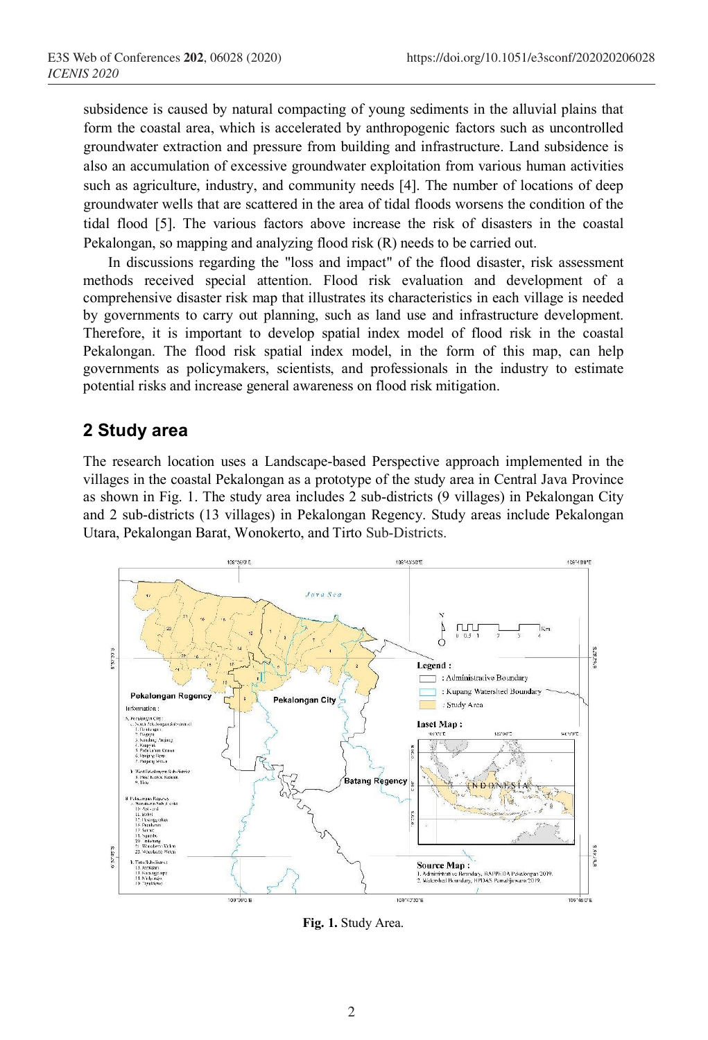subsidence is caused by natural compacting of young sediments in the alluvial plains that form the coastal area, which is accelerated by anthropogenic factors such as uncontrolled groundwater extraction and pressure from building and infrastructure. Land subsidence is also an accumulation of excessive groundwater exploitation from various human activities such as agriculture, industry, and community needs [4]. The number of locations of deep groundwater wells that are scattered in the area of tidal floods worsens the condition of the tidal flood [5]. The various factors above increase the risk of disasters in the coastal Pekalongan, so mapping and analyzing flood risk (R) needs to be carried out.

In discussions regarding the "loss and impact" of the flood disaster, risk assessment methods received special attention. Flood risk evaluation and development of a comprehensive disaster risk map that illustrates its characteristics in each village is needed by governments to carry out planning, such as land use and infrastructure development. Therefore, it is important to develop spatial index model of flood risk in the coastal Pekalongan. The flood risk spatial index model, in the form of this map, can help governments as policymakers, scientists, and professionals in the industry to estimate potential risks and increase general awareness on flood risk mitigation.

## 2 Study area

The research location uses a Landscape-based Perspective approach implemented in the villages in the coastal Pekalongan as a prototype of the study area in Central Java Province as shown in Fig. 1. The study area includes 2 sub-districts (9 villages) in Pekalongan City and 2 sub-districts (13 villages) in Pekalongan Regency. Study areas include Pekalongan Utara, Pekalongan Barat, Wonokerto, and Tirto Sub-Districts.

**Fig. 1.** Study Area.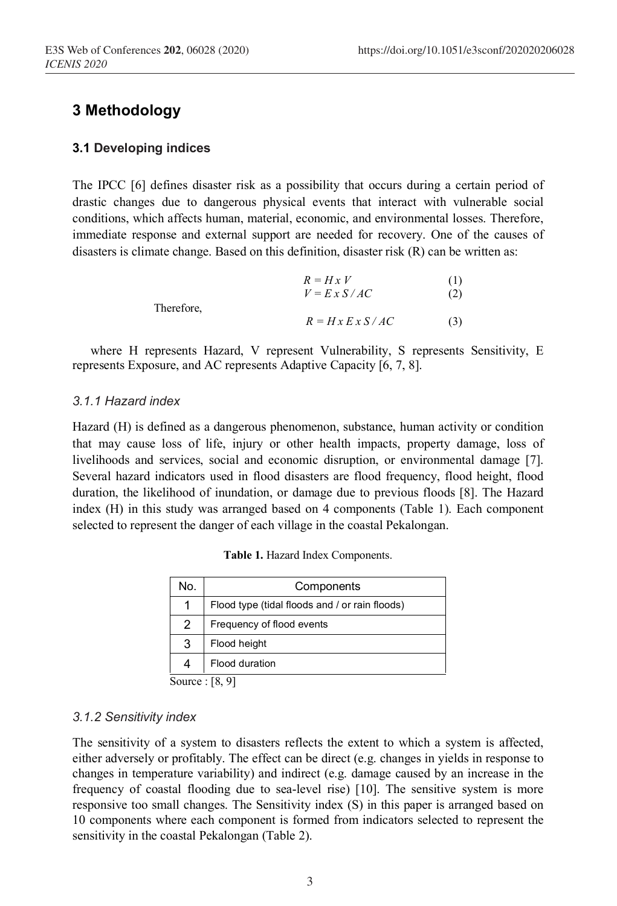## 3 Methodology

### 3.1 Developing indices

The IPCC [6] defines disaster risk as a possibility that occurs during a certain period of drastic changes due to dangerous physical events that interact with vulnerable social conditions, which affects human, material, economic, and environmental losses. Therefore, immediate response and external support are needed for recovery. One of the causes of disasters is climate change. Based on this definition, disaster risk (R) can be written as:

$$R = H \times V \quad (1)$$

$$V = E \times S / AC \quad (2)$$

Therefore,

$$R = H \times E \times S / AC \quad (3)$$

where H represents Hazard, V represent Vulnerability, S represents Sensitivity, E represents Exposure, and AC represents Adaptive Capacity [6, 7, 8].

#### *3.1.1 Hazard index*

Hazard (H) is defined as a dangerous phenomenon, substance, human activity or condition that may cause loss of life, injury or other health impacts, property damage, loss of livelihoods and services, social and economic disruption, or environmental damage [7]. Several hazard indicators used in flood disasters are flood frequency, flood height, flood duration, the likelihood of inundation, or damage due to previous floods [8]. The Hazard index (H) in this study was arranged based on 4 components (Table 1). Each component selected to represent the danger of each village in the coastal Pekalongan.

**Table 1.** Hazard Index Components.

| No. | Components |
|---|---|
| 1 | Flood type (tidal floods and / or rain floods) |
| 2 | Frequency of flood events |
| 3 | Flood height |
| 4 | Flood duration |

Source : [8, 9]

#### *3.1.2 Sensitivity index*

The sensitivity of a system to disasters reflects the extent to which a system is affected, either adversely or profitably. The effect can be direct (e.g. changes in yields in response to changes in temperature variability) and indirect (e.g. damage caused by an increase in the frequency of coastal flooding due to sea-level rise) [10]. The sensitive system is more responsive too small changes. The Sensitivity index (S) in this paper is arranged based on 10 components where each component is formed from indicators selected to represent the sensitivity in the coastal Pekalongan (Table 2).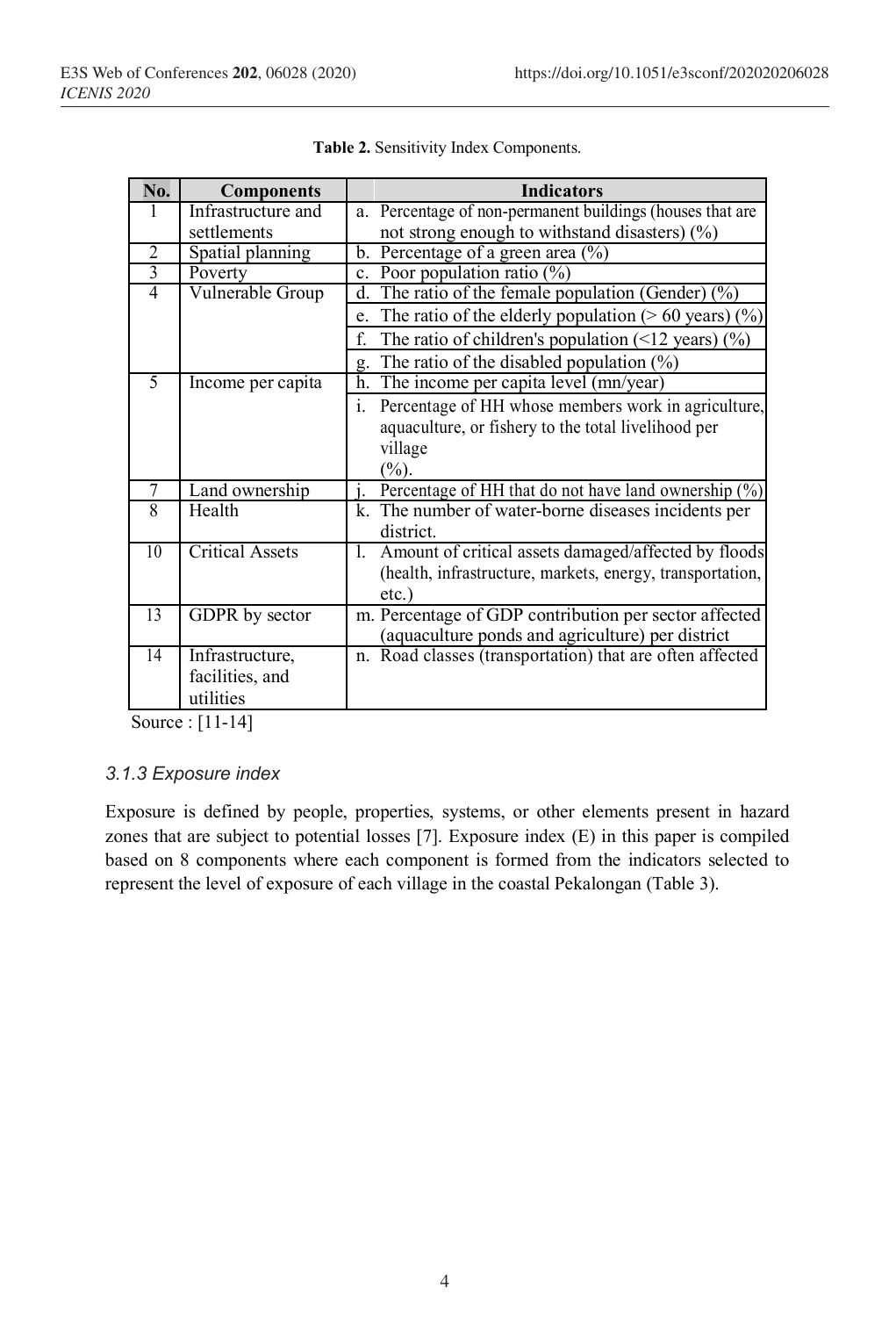**Table 2.** Sensitivity Index Components.

| No. | Components | Indicators |
|---|---|---|
| 1 | Infrastructure and settlements | a. Percentage of non-permanent buildings (houses that are not strong enough to withstand disasters) (%) |
| 2 | Spatial planning | b. Percentage of a green area (%) |
| 3 | Poverty | c. Poor population ratio (%) |
| 4 | Vulnerable Group | d. The ratio of the female population (Gender) (%) |
| | | e. The ratio of the elderly population (> 60 years) (%) |
| | | f. The ratio of children's population (<12 years) (%) |
| | | g. The ratio of the disabled population (%) |
| 5 | Income per capita | h. The income per capita level (mn/year) |
| | | i. Percentage of HH whose members work in agriculture, aquaculture, or fishery to the total livelihood per village (%). |
| 7 | Land ownership | j. Percentage of HH that do not have land ownership (%) |
| 8 | Health | k. The number of water-borne diseases incidents per district. |
| 10 | Critical Assets | l. Amount of critical assets damaged/affected by floods (health, infrastructure, markets, energy, transportation, etc.) |
| 13 | GDPR by sector | m. Percentage of GDP contribution per sector affected (aquaculture ponds and agriculture) per district |
| 14 | Infrastructure, facilities, and utilities | n. Road classes (transportation) that are often affected |

Source : [11-14]

#### *3.1.3 Exposure index*

Exposure is defined by people, properties, systems, or other elements present in hazard zones that are subject to potential losses [7]. Exposure index (E) in this paper is compiled based on 8 components where each component is formed from the indicators selected to represent the level of exposure of each village in the coastal Pekalongan (Table 3).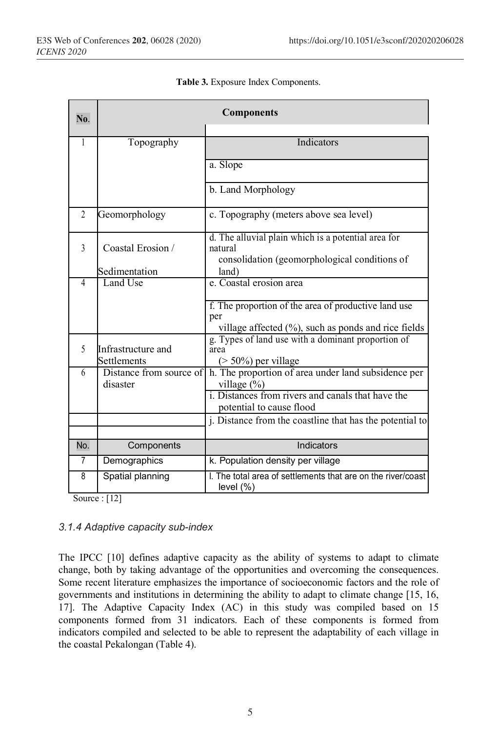**Table 3.** Exposure Index Components.

| No. | Components | Indicators |
|---|---|---|
| 1 | Topography | a. Slope |
| | | b. Land Morphology |
| 2 | Geomorphology | c. Topography (meters above sea level) |
| 3 | Coastal Erosion / Sedimentation | d. The alluvial plain which is a potential area for natural consolidation (geomorphological conditions of land) |
| 4 | Land Use | e. Coastal erosion area |
| | | f. The proportion of the area of productive land use per village affected (%), such as ponds and rice fields |
| 5 | Infrastructure and Settlements | g. Types of land use with a dominant proportion of area (> 50%) per village |
| 6 | Distance from source of disaster | h. The proportion of area under land subsidence per village (%) |
| | | i. Distances from rivers and canals that have the potential to cause flood |
| | | j. Distance from the coastline that has the potential to |
| 7 | Demographics | k. Population density per village |
| 8 | Spatial planning | l. The total area of settlements that are on the river/coast level (%) |

Source : [12]

### 3.1.4 Adaptive capacity sub-index

The IPCC [10] defines adaptive capacity as the ability of systems to adapt to climate change, both by taking advantage of the opportunities and overcoming the consequences. Some recent literature emphasizes the importance of socioeconomic factors and the role of governments and institutions in determining the ability to adapt to climate change [15, 16, 17]. The Adaptive Capacity Index (AC) in this study was compiled based on 15 components formed from 31 indicators. Each of these components is formed from indicators compiled and selected to be able to represent the adaptability of each village in the coastal Pekalongan (Table 4).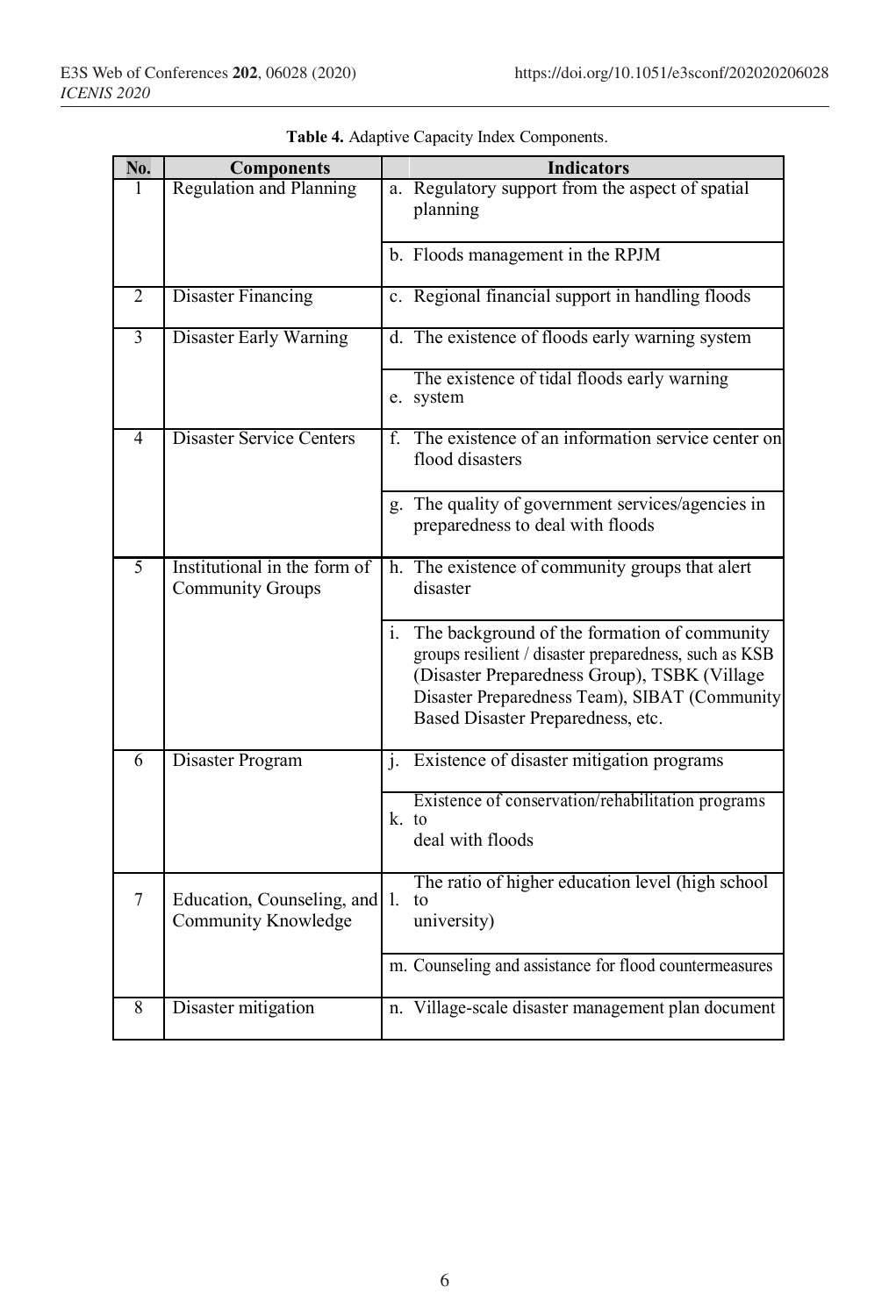**Table 4.** Adaptive Capacity Index Components.

| No. | Components | Indicators |
|---|---|---|
| 1 | Regulation and Planning | a. Regulatory support from the aspect of spatial planning |
| | | b. Floods management in the RPJM |
| 2 | Disaster Financing | c. Regional financial support in handling floods |
| 3 | Disaster Early Warning | d. The existence of floods early warning system |
| | | e. The existence of tidal floods early warning system |
| 4 | Disaster Service Centers | f. The existence of an information service center on flood disasters |
| | | g. The quality of government services/agencies in preparedness to deal with floods |
| 5 | Institutional in the form of Community Groups | h. The existence of community groups that alert disaster |
| | | i. The background of the formation of community groups resilient / disaster preparedness, such as KSB (Disaster Preparedness Group), TSBK (Village Disaster Preparedness Team), SIBAT (Community Based Disaster Preparedness, etc. |
| 6 | Disaster Program | j. Existence of disaster mitigation programs |
| | | k. Existence of conservation/rehabilitation programs to deal with floods |
| 7 | Education, Counseling, and Community Knowledge | l. The ratio of higher education level (high school to university) |
| | | m. Counseling and assistance for flood countermeasures |
| 8 | Disaster mitigation | n. Village-scale disaster management plan document |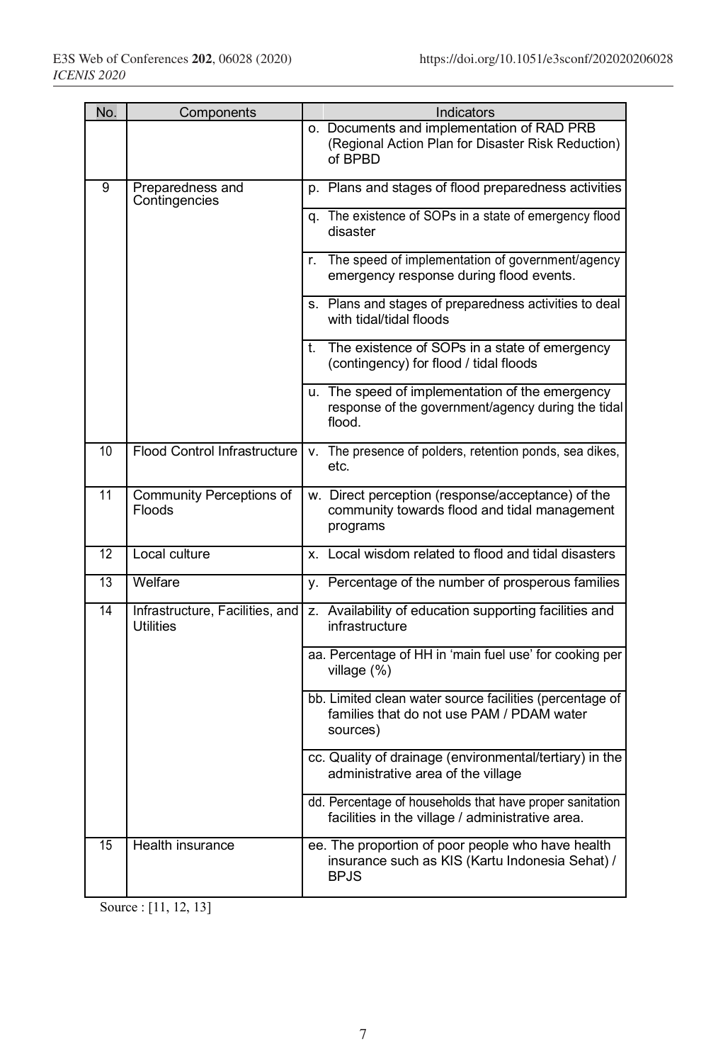| No. | Components | Indicators |
|---|---|---|
| | | o. Documents and implementation of RAD PRB (Regional Action Plan for Disaster Risk Reduction) of BPBD |
| 9 | Preparedness and Contingencies | p. Plans and stages of flood preparedness activities |
| | | q. The existence of SOPs in a state of emergency flood disaster |
| | | r. The speed of implementation of government/agency emergency response during flood events. |
| | | s. Plans and stages of preparedness activities to deal with tidal/tidal floods |
| | | t. The existence of SOPs in a state of emergency (contingency) for flood / tidal floods |
| | | u. The speed of implementation of the emergency response of the government/agency during the tidal flood. |
| 10 | Flood Control Infrastructure | v. The presence of polders, retention ponds, sea dikes, etc. |
| 11 | Community Perceptions of Floods | w. Direct perception (response/acceptance) of the community towards flood and tidal management programs |
| 12 | Local culture | x. Local wisdom related to flood and tidal disasters |
| 13 | Welfare | y. Percentage of the number of prosperous families |
| 14 | Infrastructure, Facilities, and Utilities | z. Availability of education supporting facilities and infrastructure |
| | | aa. Percentage of HH in 'main fuel use' for cooking per village (%) |
| | | bb. Limited clean water source facilities (percentage of families that do not use PAM / PDAM water sources) |
| | | cc. Quality of drainage (environmental/tertiary) in the administrative area of the village |
| | | dd. Percentage of households that have proper sanitation facilities in the village / administrative area. |
| 15 | Health insurance | ee. The proportion of poor people who have health insurance such as KIS (Kartu Indonesia Sehat) / BPJS |

Source : [11, 12, 13]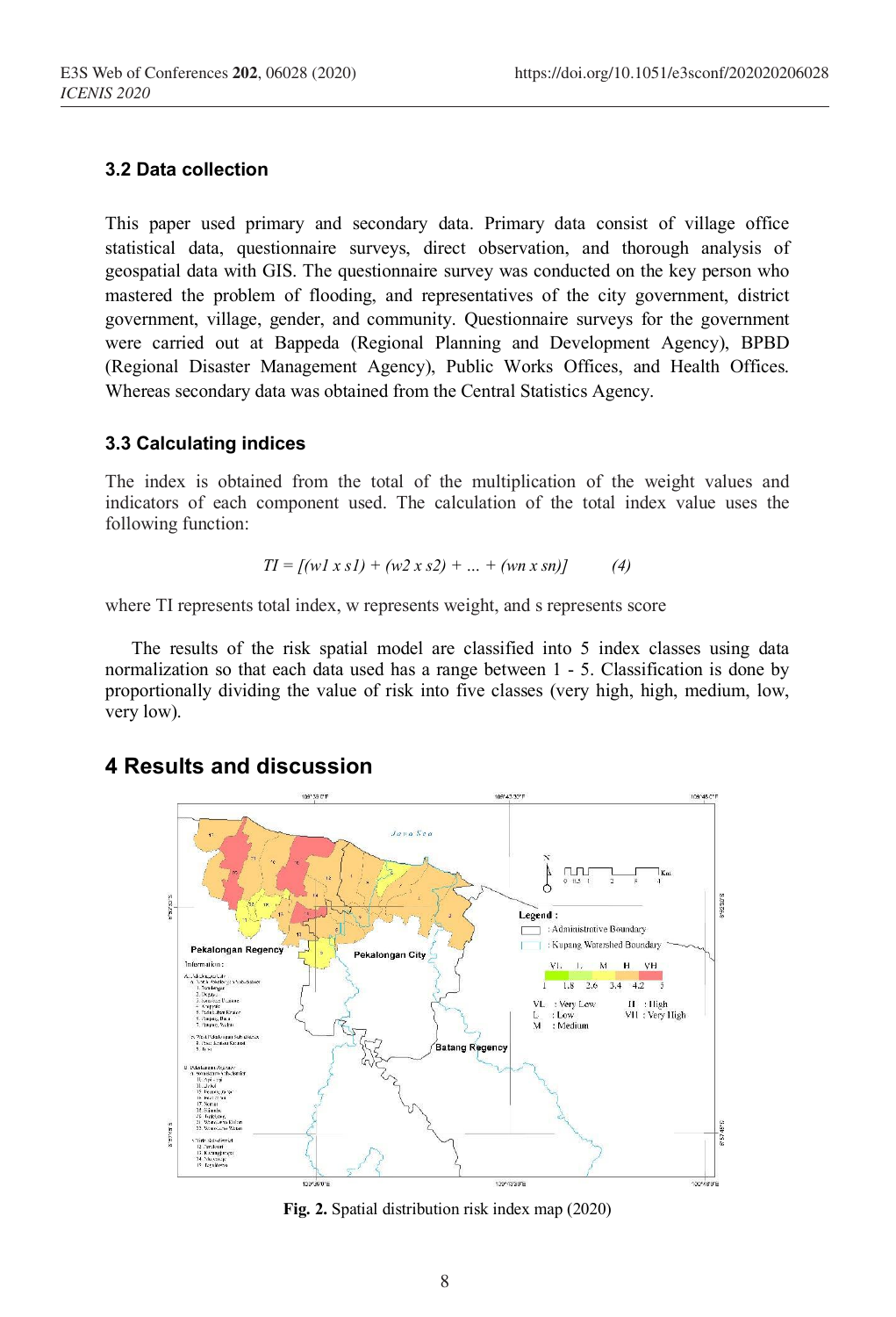### 3.2 Data collection

This paper used primary and secondary data. Primary data consist of village office statistical data, questionnaire surveys, direct observation, and thorough analysis of geospatial data with GIS. The questionnaire survey was conducted on the key person who mastered the problem of flooding, and representatives of the city government, district government, village, gender, and community. Questionnaire surveys for the government were carried out at Bappeda (Regional Planning and Development Agency), BPBD (Regional Disaster Management Agency), Public Works Offices, and Health Offices. Whereas secondary data was obtained from the Central Statistics Agency.

### 3.3 Calculating indices

The index is obtained from the total of the multiplication of the weight values and indicators of each component used. The calculation of the total index value uses the following function:

$$TI = [(w1 \times s1) + (w2 \times s2) + \ldots + (wn \times sn)] \qquad (4)$$

where TI represents total index, w represents weight, and s represents score

The results of the risk spatial model are classified into 5 index classes using data normalization so that each data used has a range between 1 - 5. Classification is done by proportionally dividing the value of risk into five classes (very high, high, medium, low, very low).

## 4 Results and discussion

**Fig. 2.** Spatial distribution risk index map (2020)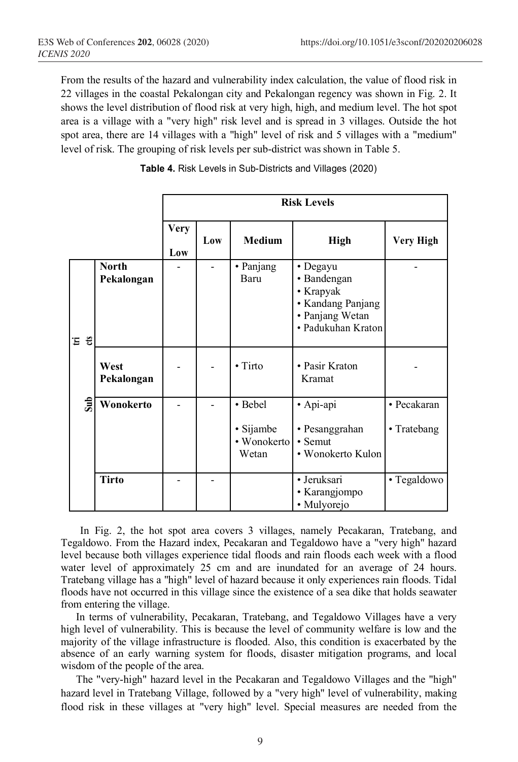From the results of the hazard and vulnerability index calculation, the value of flood risk in 22 villages in the coastal Pekalongan city and Pekalongan regency was shown in Fig. 2. It shows the level distribution of flood risk at very high, high, and medium level. The hot spot area is a village with a "very high" risk level and is spread in 3 villages. Outside the hot spot area, there are 14 villages with a "high" level of risk and 5 villages with a "medium" level of risk. The grouping of risk levels per sub-district was shown in Table 5.

**Table 4.** Risk Levels in Sub-Districts and Villages (2020)

| | | Risk Levels | | | | |
|---|---|---|---|---|---|---|
| | | Very Low | Low | Medium | High | Very High |
| Sub tri cts | North Pekalongan | - | - | • Panjang Baru | • Degayu<br>• Bandengan<br>• Krapyak<br>• Kandang Panjang<br>• Panjang Wetan<br>• Padukuhan Kraton | - |
| | West Pekalongan | - | - | • Tirto | • Pasir Kraton Kramat | - |
| | Wonokerto | - | - | • Bebel<br>• Sijambe<br>• Wonokerto Wetan | • Api-api<br>• Pesanggrahan<br>• Semut<br>• Wonokerto Kulon | • Pecakaran<br>• Tratebang |
| | Tirto | - | - | | • Jeruksari<br>• Karangjompo<br>• Mulyorejo | • Tegaldowo |

In Fig. 2, the hot spot area covers 3 villages, namely Pecakaran, Tratebang, and Tegaldowo. From the Hazard index, Pecakaran and Tegaldowo have a "very high" hazard level because both villages experience tidal floods and rain floods each week with a flood water level of approximately 25 cm and are inundated for an average of 24 hours. Tratebang village has a "high" level of hazard because it only experiences rain floods. Tidal floods have not occurred in this village since the existence of a sea dike that holds seawater from entering the village.

In terms of vulnerability, Pecakaran, Tratebang, and Tegaldowo Villages have a very high level of vulnerability. This is because the level of community welfare is low and the majority of the village infrastructure is flooded. Also, this condition is exacerbated by the absence of an early warning system for floods, disaster mitigation programs, and local wisdom of the people of the area.

The "very-high" hazard level in the Pecakaran and Tegaldowo Villages and the "high" hazard level in Tratebang Village, followed by a "very high" level of vulnerability, making flood risk in these villages at "very high" level. Special measures are needed from the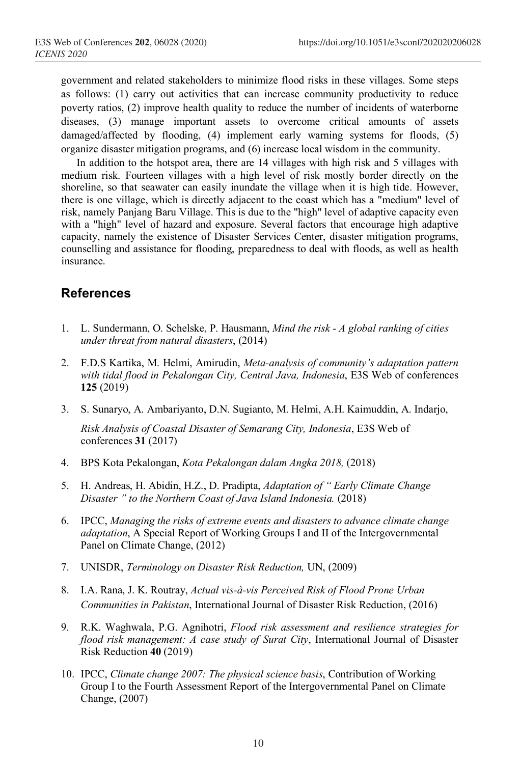government and related stakeholders to minimize flood risks in these villages. Some steps as follows: (1) carry out activities that can increase community productivity to reduce poverty ratios, (2) improve health quality to reduce the number of incidents of waterborne diseases, (3) manage important assets to overcome critical amounts of assets damaged/affected by flooding, (4) implement early warning systems for floods, (5) organize disaster mitigation programs, and (6) increase local wisdom in the community.

In addition to the hotspot area, there are 14 villages with high risk and 5 villages with medium risk. Fourteen villages with a high level of risk mostly border directly on the shoreline, so that seawater can easily inundate the village when it is high tide. However, there is one village, which is directly adjacent to the coast which has a "medium" level of risk, namely Panjang Baru Village. This is due to the "high" level of adaptive capacity even with a "high" level of hazard and exposure. Several factors that encourage high adaptive capacity, namely the existence of Disaster Services Center, disaster mitigation programs, counselling and assistance for flooding, preparedness to deal with floods, as well as health insurance.

## References

1. L. Sundermann, O. Schelske, P. Hausmann, *Mind the risk - A global ranking of cities under threat from natural disasters*, (2014)
2. F.D.S Kartika, M. Helmi, Amirudin, *Meta-analysis of community's adaptation pattern with tidal flood in Pekalongan City, Central Java, Indonesia*, E3S Web of conferences **125** (2019)
3. S. Sunaryo, A. Ambariyanto, D.N. Sugianto, M. Helmi, A.H. Kaimuddin, A. Indarjo, *Risk Analysis of Coastal Disaster of Semarang City, Indonesia*, E3S Web of conferences **31** (2017)
4. BPS Kota Pekalongan, *Kota Pekalongan dalam Angka 2018,* (2018)
5. H. Andreas, H. Abidin, H.Z., D. Pradipta, *Adaptation of " Early Climate Change Disaster " to the Northern Coast of Java Island Indonesia.* (2018)
6. IPCC, *Managing the risks of extreme events and disasters to advance climate change adaptation*, A Special Report of Working Groups I and II of the Intergovernmental Panel on Climate Change, (2012)
7. UNISDR, *Terminology on Disaster Risk Reduction,* UN, (2009)
8. I.A. Rana, J. K. Routray, *Actual vis-à-vis Perceived Risk of Flood Prone Urban Communities in Pakistan*, International Journal of Disaster Risk Reduction, (2016)
9. R.K. Waghwala, P.G. Agnihotri, *Flood risk assessment and resilience strategies for flood risk management: A case study of Surat City*, International Journal of Disaster Risk Reduction **40** (2019)
10. IPCC, *Climate change 2007: The physical science basis*, Contribution of Working Group I to the Fourth Assessment Report of the Intergovernmental Panel on Climate Change, (2007)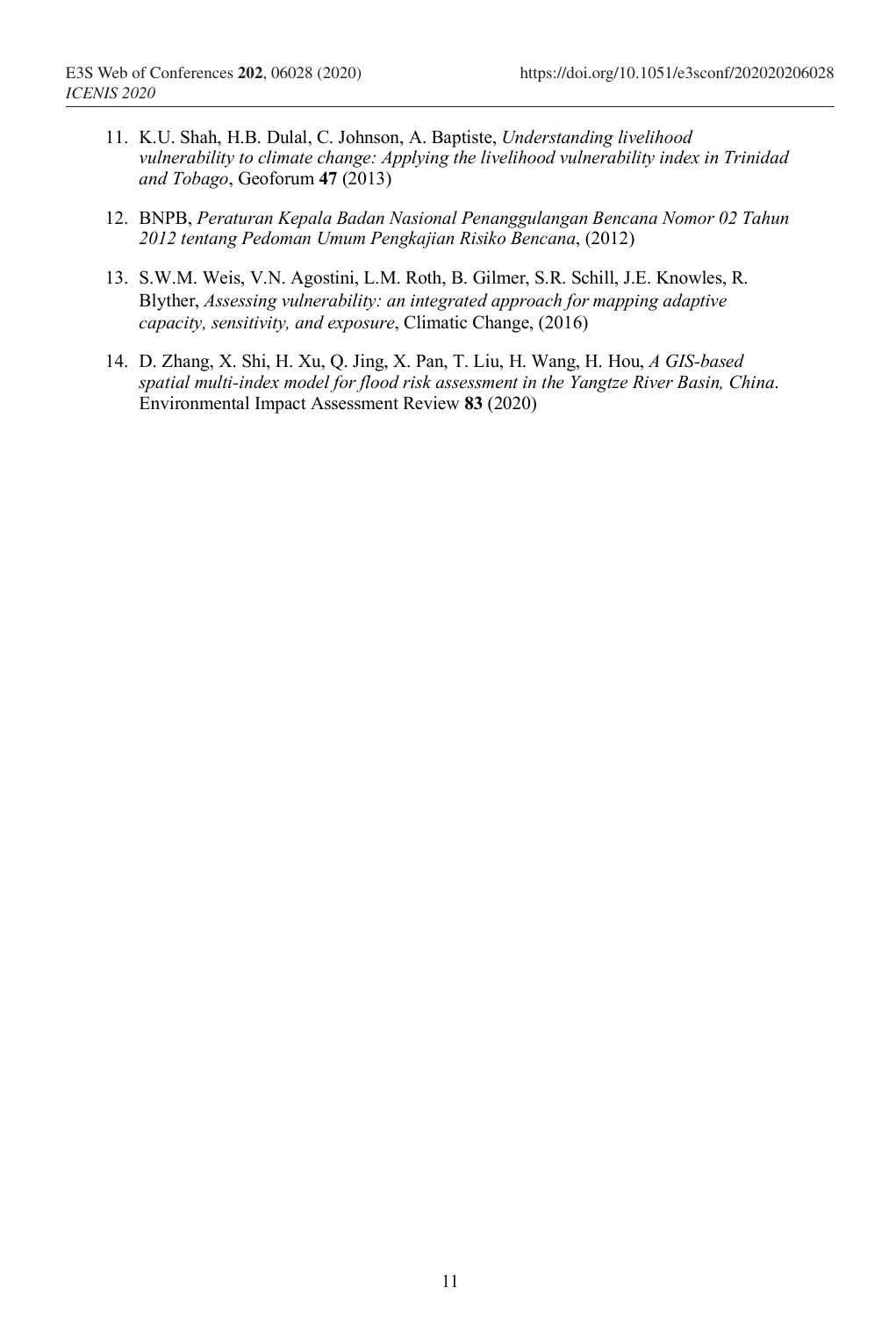11. K.U. Shah, H.B. Dulal, C. Johnson, A. Baptiste, *Understanding livelihood vulnerability to climate change: Applying the livelihood vulnerability index in Trinidad and Tobago*, Geoforum **47** (2013)
12. BNPB, *Peraturan Kepala Badan Nasional Penanggulangan Bencana Nomor 02 Tahun 2012 tentang Pedoman Umum Pengkajian Risiko Bencana*, (2012)
13. S.W.M. Weis, V.N. Agostini, L.M. Roth, B. Gilmer, S.R. Schill, J.E. Knowles, R. Blyther, *Assessing vulnerability: an integrated approach for mapping adaptive capacity, sensitivity, and exposure*, Climatic Change, (2016)
14. D. Zhang, X. Shi, H. Xu, Q. Jing, X. Pan, T. Liu, H. Wang, H. Hou, *A GIS-based spatial multi-index model for flood risk assessment in the Yangtze River Basin, China*. Environmental Impact Assessment Review **83** (2020)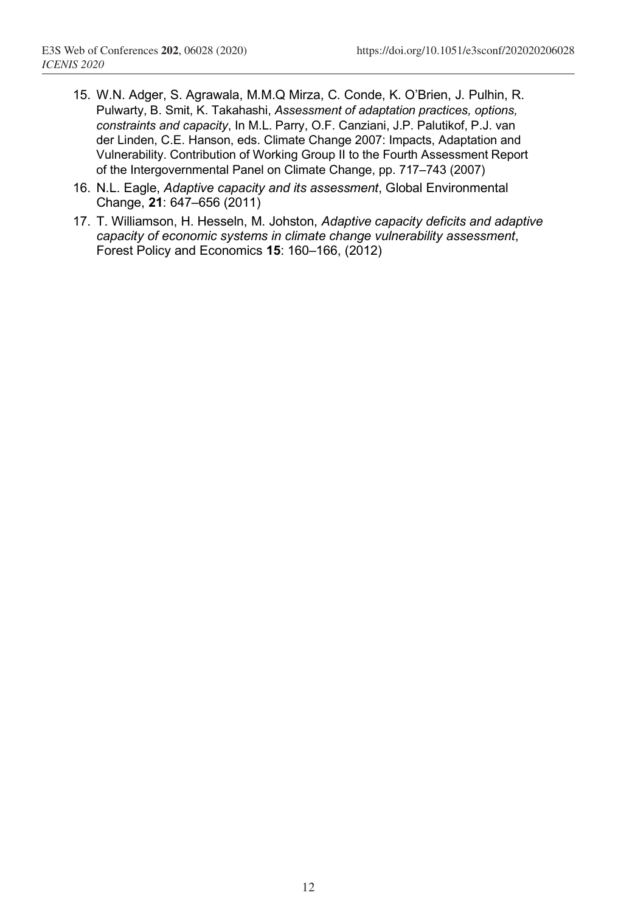15. W.N. Adger, S. Agrawala, M.M.Q Mirza, C. Conde, K. O'Brien, J. Pulhin, R. Pulwarty, B. Smit, K. Takahashi, *Assessment of adaptation practices, options, constraints and capacity*, In M.L. Parry, O.F. Canziani, J.P. Palutikof, P.J. van der Linden, C.E. Hanson, eds. Climate Change 2007: Impacts, Adaptation and Vulnerability. Contribution of Working Group II to the Fourth Assessment Report of the Intergovernmental Panel on Climate Change, pp. 717–743 (2007)
16. N.L. Eagle, *Adaptive capacity and its assessment*, Global Environmental Change, **21**: 647–656 (2011)
17. T. Williamson, H. Hesseln, M. Johston, *Adaptive capacity deficits and adaptive capacity of economic systems in climate change vulnerability assessment*, Forest Policy and Economics **15**: 160–166, (2012)